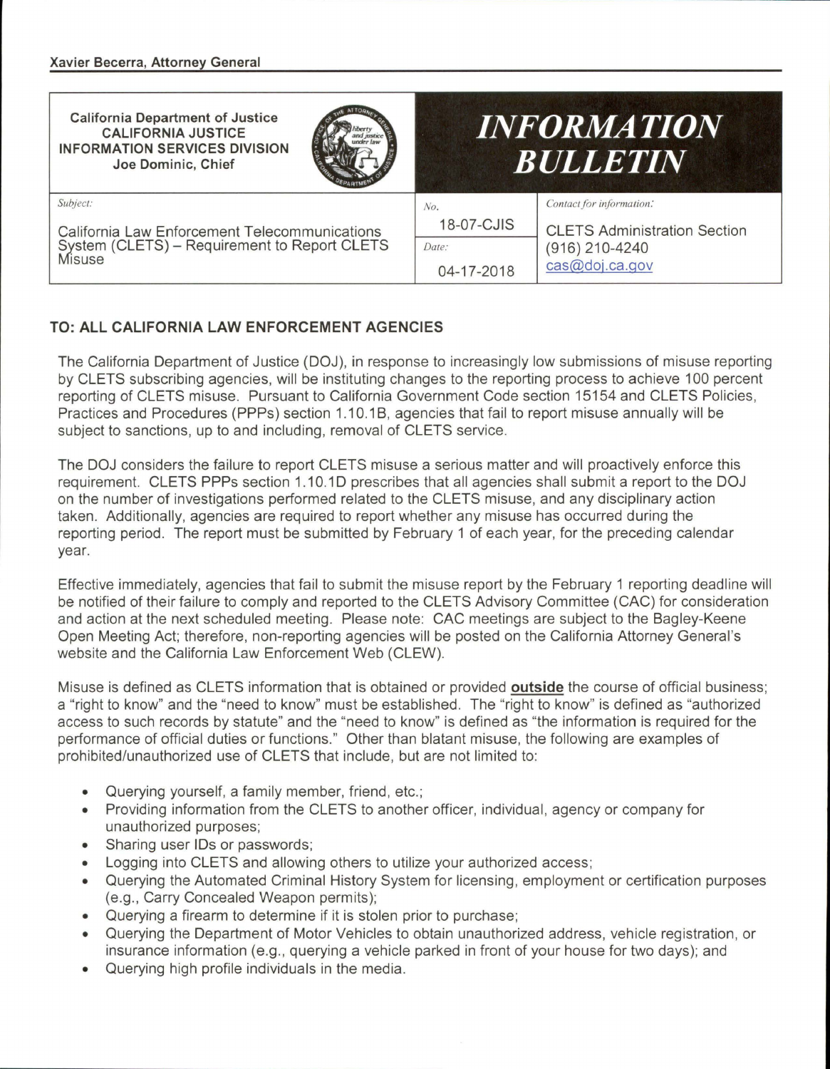**Xavier Becerra, Attorney General**

| California Department of Justice<br>CALIFORNIA JUSTICE INFORMATION SERVICES DIVISION<br>Joe Dominic, Chief | | *INFORMATION BULLETIN* |
|---|---|---|
| *Subject:*<br>California Law Enforcement Telecommunications System (CLETS) – Requirement to Report CLETS Misuse | *No.*<br>18-07-CJIS<br>*Date:*<br>04-17-2018 | *Contact for information:*<br>CLETS Administration Section<br>(916) 210-4240<br>cas@doj.ca.gov |

**TO: ALL CALIFORNIA LAW ENFORCEMENT AGENCIES**

The California Department of Justice (DOJ), in response to increasingly low submissions of misuse reporting by CLETS subscribing agencies, will be instituting changes to the reporting process to achieve 100 percent reporting of CLETS misuse. Pursuant to California Government Code section 15154 and CLETS Policies, Practices and Procedures (PPPs) section 1.10.1B, agencies that fail to report misuse annually will be subject to sanctions, up to and including, removal of CLETS service.

The DOJ considers the failure to report CLETS misuse a serious matter and will proactively enforce this requirement. CLETS PPPs section 1.10.1D prescribes that all agencies shall submit a report to the DOJ on the number of investigations performed related to the CLETS misuse, and any disciplinary action taken. Additionally, agencies are required to report whether any misuse has occurred during the reporting period. The report must be submitted by February 1 of each year, for the preceding calendar year.

Effective immediately, agencies that fail to submit the misuse report by the February 1 reporting deadline will be notified of their failure to comply and reported to the CLETS Advisory Committee (CAC) for consideration and action at the next scheduled meeting. Please note: CAC meetings are subject to the Bagley-Keene Open Meeting Act; therefore, non-reporting agencies will be posted on the California Attorney General's website and the California Law Enforcement Web (CLEW).

Misuse is defined as CLETS information that is obtained or provided **outside** the course of official business; a "right to know" and the "need to know" must be established. The "right to know" is defined as "authorized access to such records by statute" and the "need to know" is defined as "the information is required for the performance of official duties or functions." Other than blatant misuse, the following are examples of prohibited/unauthorized use of CLETS that include, but are not limited to:

- Querying yourself, a family member, friend, etc.;
- Providing information from the CLETS to another officer, individual, agency or company for unauthorized purposes;
- Sharing user IDs or passwords;
- Logging into CLETS and allowing others to utilize your authorized access;
- Querying the Automated Criminal History System for licensing, employment or certification purposes (e.g., Carry Concealed Weapon permits);
- Querying a firearm to determine if it is stolen prior to purchase;
- Querying the Department of Motor Vehicles to obtain unauthorized address, vehicle registration, or insurance information (e.g., querying a vehicle parked in front of your house for two days); and
- Querying high profile individuals in the media.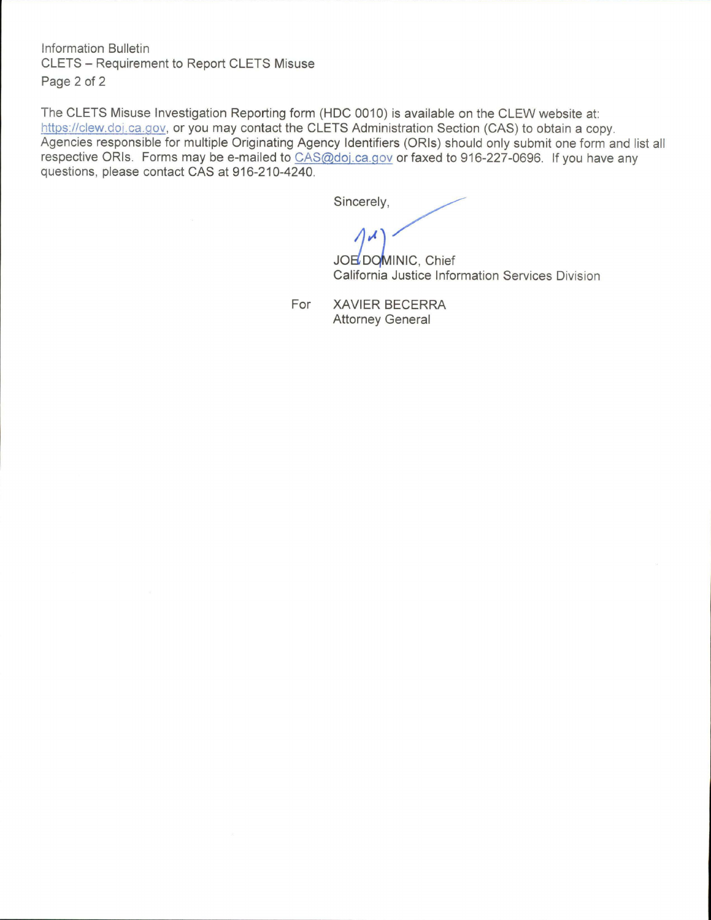The CLETS Misuse Investigation Reporting form (HDC 0010) is available on the CLEW website at: https://clew.doj.ca.gov, or you may contact the CLETS Administration Section (CAS) to obtain a copy. Agencies responsible for multiple Originating Agency Identifiers (ORIs) should only submit one form and list all respective ORIs. Forms may be e-mailed to CAS@doj.ca.gov or faxed to 916-227-0696. If you have any questions, please contact CAS at 916-210-4240.

Sincerely,

JOE DOMINIC, Chief
California Justice Information Services Division

For XAVIER BECERRA
Attorney General